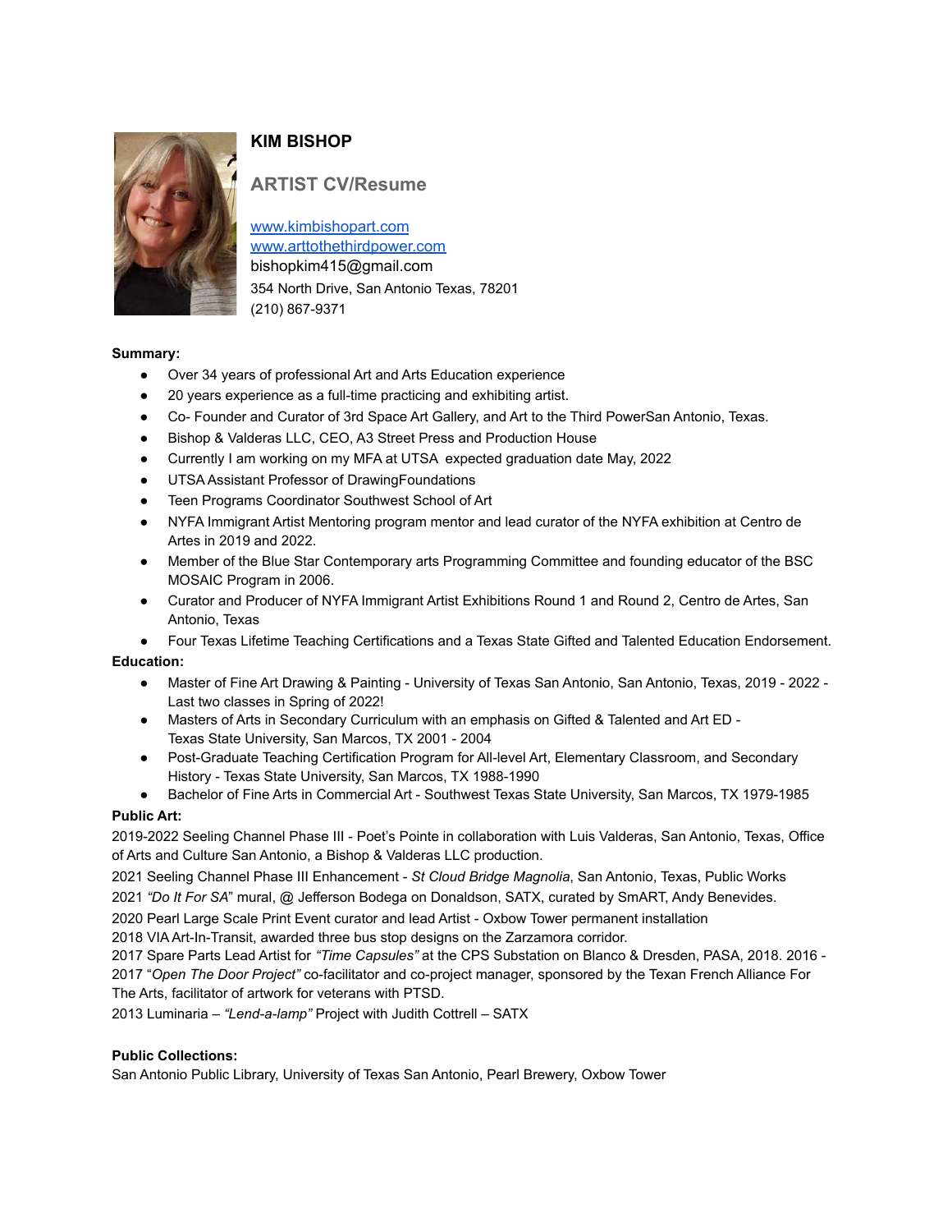# KIM BISHOP

## ARTIST CV/Resume

[www.kimbishopart.com](http://www.kimbishopart.com)
[www.arttothethirdpower.com](http://www.arttothethirdpower.com)
bishopkim415@gmail.com
354 North Drive, San Antonio Texas, 78201
(210) 867-9371

**Summary:**

- Over 34 years of professional Art and Arts Education experience
- 20 years experience as a full-time practicing and exhibiting artist.
- Co- Founder and Curator of 3rd Space Art Gallery, and Art to the Third PowerSan Antonio, Texas.
- Bishop & Valderas LLC, CEO, A3 Street Press and Production House
- Currently I am working on my MFA at UTSA expected graduation date May, 2022
- UTSA Assistant Professor of DrawingFoundations
- Teen Programs Coordinator Southwest School of Art
- NYFA Immigrant Artist Mentoring program mentor and lead curator of the NYFA exhibition at Centro de Artes in 2019 and 2022.
- Member of the Blue Star Contemporary arts Programming Committee and founding educator of the BSC MOSAIC Program in 2006.
- Curator and Producer of NYFA Immigrant Artist Exhibitions Round 1 and Round 2, Centro de Artes, San Antonio, Texas
- Four Texas Lifetime Teaching Certifications and a Texas State Gifted and Talented Education Endorsement.

**Education:**

- Master of Fine Art Drawing & Painting - University of Texas San Antonio, San Antonio, Texas, 2019 - 2022 - Last two classes in Spring of 2022!
- Masters of Arts in Secondary Curriculum with an emphasis on Gifted & Talented and Art ED - Texas State University, San Marcos, TX 2001 - 2004
- Post-Graduate Teaching Certification Program for All-level Art, Elementary Classroom, and Secondary History - Texas State University, San Marcos, TX 1988-1990
- Bachelor of Fine Arts in Commercial Art - Southwest Texas State University, San Marcos, TX 1979-1985

**Public Art:**

2019-2022 Seeling Channel Phase III - Poet's Pointe in collaboration with Luis Valderas, San Antonio, Texas, Office of Arts and Culture San Antonio, a Bishop & Valderas LLC production.

2021 Seeling Channel Phase III Enhancement - *St Cloud Bridge Magnolia*, San Antonio, Texas, Public Works

2021 *"Do It For SA"* mural, @ Jefferson Bodega on Donaldson, SATX, curated by SmART, Andy Benevides.

2020 Pearl Large Scale Print Event curator and lead Artist - Oxbow Tower permanent installation

2018 VIA Art-In-Transit, awarded three bus stop designs on the Zarzamora corridor.

2017 Spare Parts Lead Artist for *"Time Capsules"* at the CPS Substation on Blanco & Dresden, PASA, 2018. 2016 - 2017 "*Open The Door Project"* co-facilitator and co-project manager, sponsored by the Texan French Alliance For The Arts, facilitator of artwork for veterans with PTSD.

2013 Luminaria – *"Lend-a-lamp"* Project with Judith Cottrell – SATX

**Public Collections:**

San Antonio Public Library, University of Texas San Antonio, Pearl Brewery, Oxbow Tower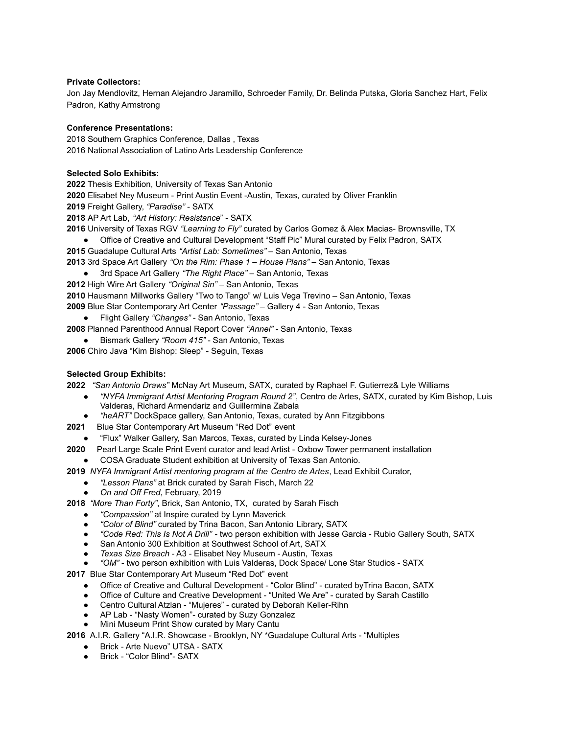**Private Collectors:**
Jon Jay Mendlovitz, Hernan Alejandro Jaramillo, Schroeder Family, Dr. Belinda Putska, Gloria Sanchez Hart, Felix Padron, Kathy Armstrong

**Conference Presentations:**
2018 Southern Graphics Conference, Dallas , Texas
2016 National Association of Latino Arts Leadership Conference

**Selected Solo Exhibits:**
**2022** Thesis Exhibition, University of Texas San Antonio
**2020** Elisabet Ney Museum - Print Austin Event -Austin, Texas, curated by Oliver Franklin
**2019** Freight Gallery, *"Paradise"* - SATX
**2018** AP Art Lab, *"Art History: Resistance*" - SATX
**2016** University of Texas RGV *"Learning to Fly"* curated by Carlos Gomez & Alex Macias- Brownsville, TX

- Office of Creative and Cultural Development "Staff Pic" Mural curated by Felix Padron, SATX

**2015** Guadalupe Cultural Arts *"Artist Lab: Sometimes"* – San Antonio, Texas
**2013** 3rd Space Art Gallery *"On the Rim: Phase 1 – House Plans"* – San Antonio, Texas

- 3rd Space Art Gallery *"The Right Place"* – San Antonio, Texas

**2012** High Wire Art Gallery *"Original Sin"* – San Antonio, Texas
**2010** Hausmann Millworks Gallery "Two to Tango" w/ Luis Vega Trevino – San Antonio, Texas
**2009** Blue Star Contemporary Art Center *"Passage"* – Gallery 4 - San Antonio, Texas

- Flight Gallery *"Changes"* - San Antonio, Texas

**2008** Planned Parenthood Annual Report Cover *"Annel"* - San Antonio, Texas

- Bismark Gallery *"Room 415"* - San Antonio, Texas

**2006** Chiro Java "Kim Bishop: Sleep" - Seguin, Texas

**Selected Group Exhibits:**
**2022** *"San Antonio Draws"* McNay Art Museum, SATX, curated by Raphael F. Gutierrez& Lyle Williams

- *"NYFA Immigrant Artist Mentoring Program Round 2"*, Centro de Artes, SATX, curated by Kim Bishop, Luis Valderas, Richard Armendariz and Guillermina Zabala
- *"heART"* DockSpace gallery, San Antonio, Texas, curated by Ann Fitzgibbons

**2021** Blue Star Contemporary Art Museum "Red Dot" event

- "Flux" Walker Gallery, San Marcos, Texas, curated by Linda Kelsey-Jones

**2020** Pearl Large Scale Print Event curator and lead Artist - Oxbow Tower permanent installation

- COSA Graduate Student exhibition at University of Texas San Antonio.

**2019** *NYFA Immigrant Artist mentoring program at the Centro de Artes*, Lead Exhibit Curator,

- *"Lesson Plans"* at Brick curated by Sarah Fisch, March 22
- *On and Off Fred*, February, 2019

**2018** *"More Than Forty"*, Brick, San Antonio, TX, curated by Sarah Fisch

- *"Compassion"* at Inspire curated by Lynn Maverick
- *"Color of Blind"* curated by Trina Bacon, San Antonio Library, SATX
- *"Code Red: This Is Not A Drill"* - two person exhibition with Jesse Garcia - Rubio Gallery South, SATX
- San Antonio 300 Exhibition at Southwest School of Art, SATX
- *Texas Size Breach* - A3 - Elisabet Ney Museum - Austin, Texas
- *"OM"* - two person exhibition with Luis Valderas, Dock Space/ Lone Star Studios - SATX

**2017** Blue Star Contemporary Art Museum "Red Dot" event

- Office of Creative and Cultural Development - "Color Blind" - curated byTrina Bacon, SATX
- Office of Culture and Creative Development - "United We Are" - curated by Sarah Castillo
- Centro Cultural Atzlan - "Mujeres" - curated by Deborah Keller-Rihn
- AP Lab - "Nasty Women"- curated by Suzy Gonzalez
- Mini Museum Print Show curated by Mary Cantu

**2016** A.I.R. Gallery "A.I.R. Showcase - Brooklyn, NY *Guadalupe Cultural Arts - "Multiples

- Brick - Arte Nuevo" UTSA - SATX
- Brick - "Color Blind"- SATX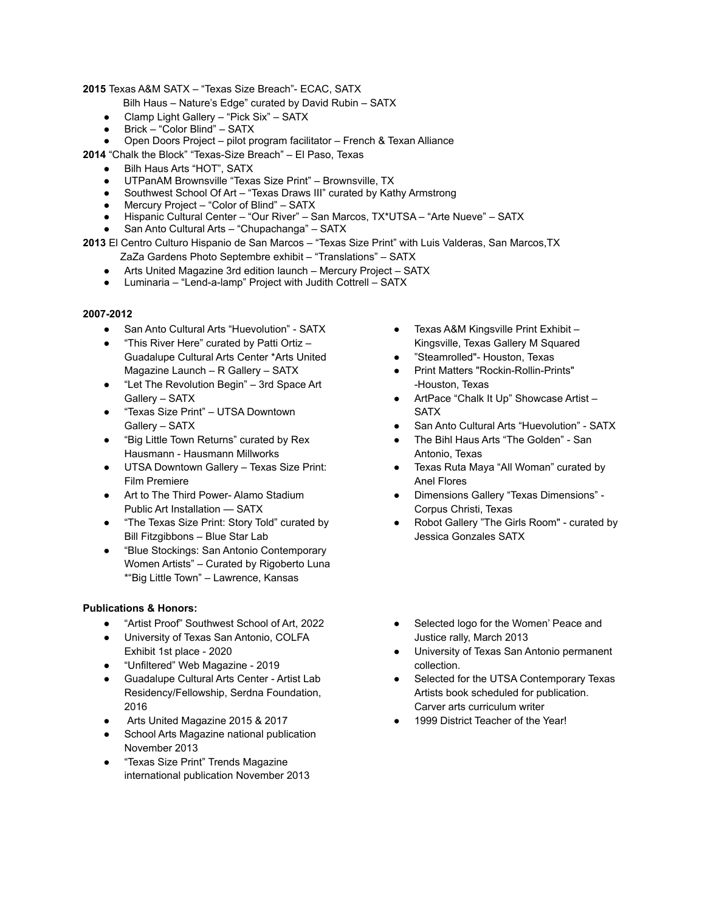**2015** Texas A&M SATX – "Texas Size Breach"- ECAC, SATX

Bilh Haus – Nature's Edge" curated by David Rubin – SATX

- Clamp Light Gallery – "Pick Six" – SATX
- Brick – "Color Blind" – SATX
- Open Doors Project – pilot program facilitator – French & Texan Alliance

**2014** "Chalk the Block" "Texas-Size Breach" – El Paso, Texas

- Bilh Haus Arts "HOT", SATX
- UTPanAM Brownsville "Texas Size Print" – Brownsville, TX
- Southwest School Of Art – "Texas Draws III" curated by Kathy Armstrong
- Mercury Project – "Color of Blind" – SATX
- Hispanic Cultural Center – "Our River" – San Marcos, TX*UTSA – "Arte Nueve" – SATX
- San Anto Cultural Arts – "Chupachanga" – SATX

**2013** El Centro Culturo Hispanio de San Marcos – "Texas Size Print" with Luis Valderas, San Marcos,TX

ZaZa Gardens Photo Septembre exhibit – "Translations" – SATX

- Arts United Magazine 3rd edition launch – Mercury Project – SATX
- Luminaria – "Lend-a-lamp" Project with Judith Cottrell – SATX

**2007-2012**

- San Anto Cultural Arts "Huevolution" - SATX
- "This River Here" curated by Patti Ortiz – Guadalupe Cultural Arts Center *Arts United Magazine Launch – R Gallery – SATX
- "Let The Revolution Begin" – 3rd Space Art Gallery – SATX
- "Texas Size Print" – UTSA Downtown Gallery – SATX
- "Big Little Town Returns" curated by Rex Hausmann - Hausmann Millworks
- UTSA Downtown Gallery – Texas Size Print: Film Premiere
- Art to The Third Power- Alamo Stadium Public Art Installation — SATX
- "The Texas Size Print: Story Told" curated by Bill Fitzgibbons – Blue Star Lab
- "Blue Stockings: San Antonio Contemporary Women Artists" – Curated by Rigoberto Luna *"Big Little Town" – Lawrence, Kansas
- Texas A&M Kingsville Print Exhibit – Kingsville, Texas Gallery M Squared
- "Steamrolled"- Houston, Texas
- Print Matters "Rockin-Rollin-Prints" -Houston, Texas
- ArtPace "Chalk It Up" Showcase Artist – SATX
- San Anto Cultural Arts "Huevolution" - SATX
- The Bihl Haus Arts "The Golden" - San Antonio, Texas
- Texas Ruta Maya "All Woman" curated by Anel Flores
- Dimensions Gallery "Texas Dimensions" - Corpus Christi, Texas
- Robot Gallery "The Girls Room" - curated by Jessica Gonzales SATX

**Publications & Honors:**

- "Artist Proof" Southwest School of Art, 2022
- University of Texas San Antonio, COLFA Exhibit 1st place - 2020
- "Unfiltered" Web Magazine - 2019
- Guadalupe Cultural Arts Center - Artist Lab Residency/Fellowship, Serdna Foundation, 2016
- Arts United Magazine 2015 & 2017
- School Arts Magazine national publication November 2013
- "Texas Size Print" Trends Magazine international publication November 2013
- Selected logo for the Women' Peace and Justice rally, March 2013
- University of Texas San Antonio permanent collection.
- Selected for the UTSA Contemporary Texas Artists book scheduled for publication. Carver arts curriculum writer
- 1999 District Teacher of the Year!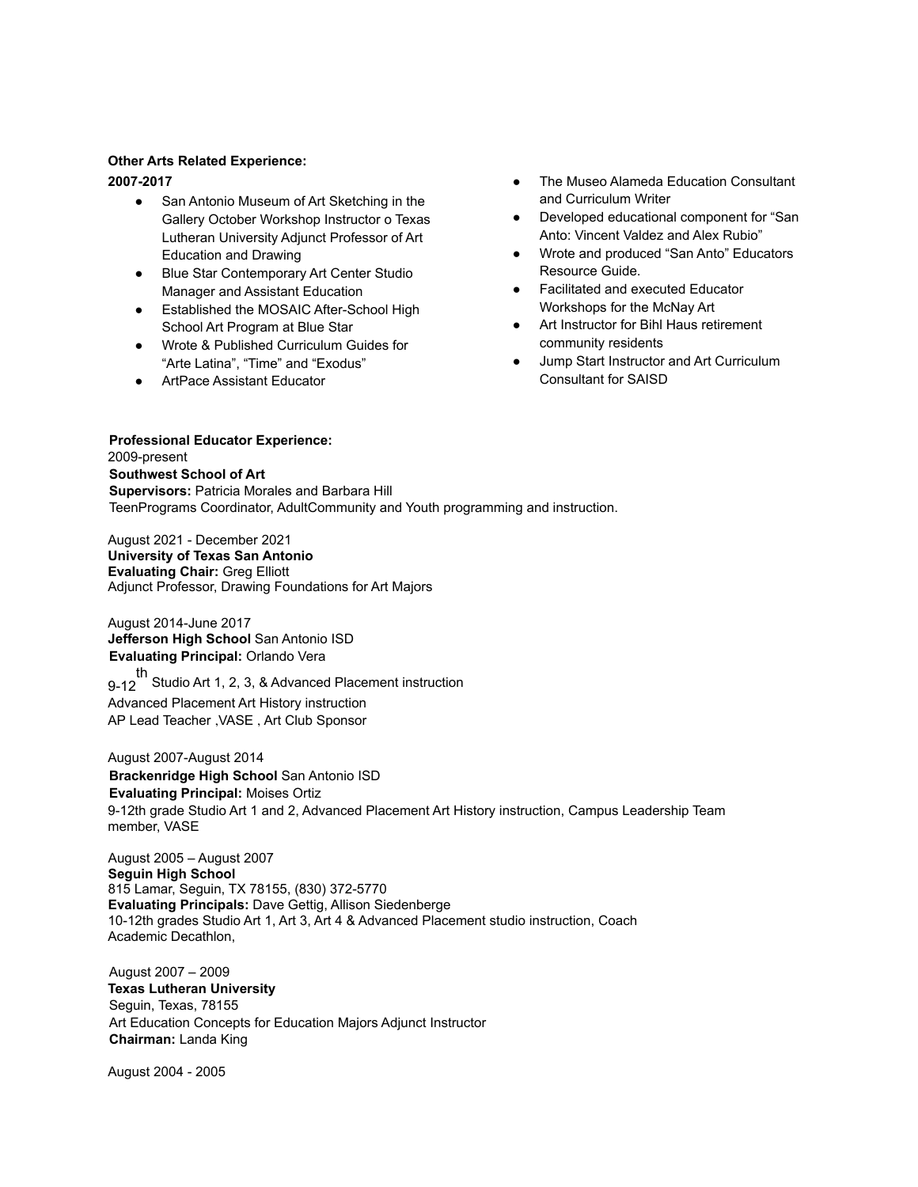**Other Arts Related Experience:**

**2007-2017**

- San Antonio Museum of Art Sketching in the Gallery October Workshop Instructor o Texas Lutheran University Adjunct Professor of Art Education and Drawing
- Blue Star Contemporary Art Center Studio Manager and Assistant Education
- Established the MOSAIC After-School High School Art Program at Blue Star
- Wrote & Published Curriculum Guides for "Arte Latina", "Time" and "Exodus"
- ArtPace Assistant Educator
- The Museo Alameda Education Consultant and Curriculum Writer
- Developed educational component for "San Anto: Vincent Valdez and Alex Rubio"
- Wrote and produced "San Anto" Educators Resource Guide.
- Facilitated and executed Educator Workshops for the McNay Art
- Art Instructor for Bihl Haus retirement community residents
- Jump Start Instructor and Art Curriculum Consultant for SAISD

**Professional Educator Experience:**

2009-present
**Southwest School of Art**
**Supervisors:** Patricia Morales and Barbara Hill
TeenPrograms Coordinator, AdultCommunity and Youth programming and instruction.

August 2021 - December 2021
**University of Texas San Antonio**
**Evaluating Chair:** Greg Elliott
Adjunct Professor, Drawing Foundations for Art Majors

August 2014-June 2017
**Jefferson High School** San Antonio ISD
**Evaluating Principal:** Orlando Vera
9-12th Studio Art 1, 2, 3, & Advanced Placement instruction
Advanced Placement Art History instruction
AP Lead Teacher ,VASE , Art Club Sponsor

August 2007-August 2014
**Brackenridge High School** San Antonio ISD
**Evaluating Principal:** Moises Ortiz
9-12th grade Studio Art 1 and 2, Advanced Placement Art History instruction, Campus Leadership Team member, VASE

August 2005 – August 2007
**Seguin High School**
815 Lamar, Seguin, TX 78155, (830) 372-5770
**Evaluating Principals:** Dave Gettig, Allison Siedenberge
10-12th grades Studio Art 1, Art 3, Art 4 & Advanced Placement studio instruction, Coach Academic Decathlon,

August 2007 – 2009
**Texas Lutheran University**
Seguin, Texas, 78155
Art Education Concepts for Education Majors Adjunct Instructor
**Chairman:** Landa King

August 2004 - 2005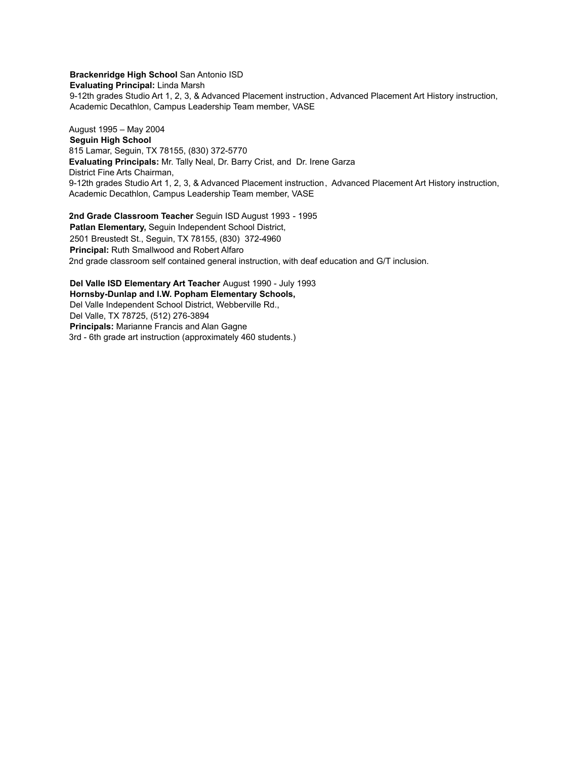**Brackenridge High School** San Antonio ISD
**Evaluating Principal:** Linda Marsh
9-12th grades Studio Art 1, 2, 3, & Advanced Placement instruction, Advanced Placement Art History instruction, Academic Decathlon, Campus Leadership Team member, VASE

August 1995 – May 2004
**Seguin High School**
815 Lamar, Seguin, TX 78155, (830) 372-5770
**Evaluating Principals:** Mr. Tally Neal, Dr. Barry Crist, and Dr. Irene Garza
District Fine Arts Chairman,
9-12th grades Studio Art 1, 2, 3, & Advanced Placement instruction, Advanced Placement Art History instruction, Academic Decathlon, Campus Leadership Team member, VASE

**2nd Grade Classroom Teacher** Seguin ISD August 1993 - 1995
**Patlan Elementary,** Seguin Independent School District,
2501 Breustedt St., Seguin, TX 78155, (830) 372-4960
**Principal:** Ruth Smallwood and Robert Alfaro
2nd grade classroom self contained general instruction, with deaf education and G/T inclusion.

**Del Valle ISD Elementary Art Teacher** August 1990 - July 1993
**Hornsby-Dunlap and I.W. Popham Elementary Schools,**
Del Valle Independent School District, Webberville Rd.,
Del Valle, TX 78725, (512) 276-3894
**Principals:** Marianne Francis and Alan Gagne
3rd - 6th grade art instruction (approximately 460 students.)